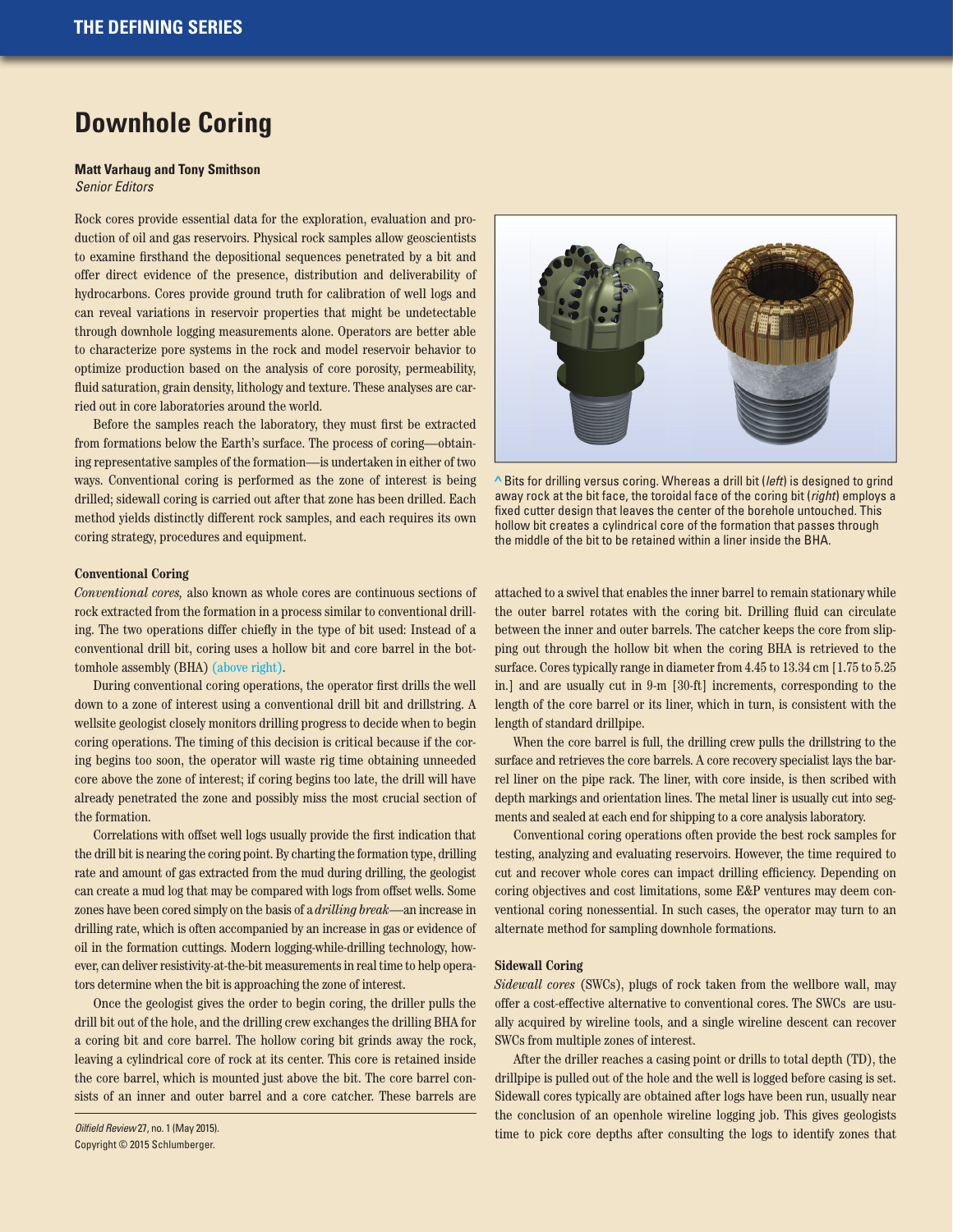# Downhole Coring

**Matt Varhaug and Tony Smithson**
*Senior Editors*

Rock cores provide essential data for the exploration, evaluation and production of oil and gas reservoirs. Physical rock samples allow geoscientists to examine firsthand the depositional sequences penetrated by a bit and offer direct evidence of the presence, distribution and deliverability of hydrocarbons. Cores provide ground truth for calibration of well logs and can reveal variations in reservoir properties that might be undetectable through downhole logging measurements alone. Operators are better able to characterize pore systems in the rock and model reservoir behavior to optimize production based on the analysis of core porosity, permeability, fluid saturation, grain density, lithology and texture. These analyses are carried out in core laboratories around the world.

Before the samples reach the laboratory, they must first be extracted from formations below the Earth's surface. The process of coring—obtaining representative samples of the formation—is undertaken in either of two ways. Conventional coring is performed as the zone of interest is being drilled; sidewall coring is carried out after that zone has been drilled. Each method yields distinctly different rock samples, and each requires its own coring strategy, procedures and equipment.

^ Bits for drilling versus coring. Whereas a drill bit (*left*) is designed to grind away rock at the bit face, the toroidal face of the coring bit (*right*) employs a fixed cutter design that leaves the center of the borehole untouched. This hollow bit creates a cylindrical core of the formation that passes through the middle of the bit to be retained within a liner inside the BHA.

### Conventional Coring

*Conventional cores,* also known as whole cores are continuous sections of rock extracted from the formation in a process similar to conventional drilling. The two operations differ chiefly in the type of bit used: Instead of a conventional drill bit, coring uses a hollow bit and core barrel in the bottomhole assembly (BHA) (above right).

During conventional coring operations, the operator first drills the well down to a zone of interest using a conventional drill bit and drillstring. A wellsite geologist closely monitors drilling progress to decide when to begin coring operations. The timing of this decision is critical because if the coring begins too soon, the operator will waste rig time obtaining unneeded core above the zone of interest; if coring begins too late, the drill will have already penetrated the zone and possibly miss the most crucial section of the formation.

Correlations with offset well logs usually provide the first indication that the drill bit is nearing the coring point. By charting the formation type, drilling rate and amount of gas extracted from the mud during drilling, the geologist can create a mud log that may be compared with logs from offset wells. Some zones have been cored simply on the basis of a *drilling break*—an increase in drilling rate, which is often accompanied by an increase in gas or evidence of oil in the formation cuttings. Modern logging-while-drilling technology, however, can deliver resistivity-at-the-bit measurements in real time to help operators determine when the bit is approaching the zone of interest.

Once the geologist gives the order to begin coring, the driller pulls the drill bit out of the hole, and the drilling crew exchanges the drilling BHA for a coring bit and core barrel. The hollow coring bit grinds away the rock, leaving a cylindrical core of rock at its center. This core is retained inside the core barrel, which is mounted just above the bit. The core barrel consists of an inner and outer barrel and a core catcher. These barrels are attached to a swivel that enables the inner barrel to remain stationary while the outer barrel rotates with the coring bit. Drilling fluid can circulate between the inner and outer barrels. The catcher keeps the core from slipping out through the hollow bit when the coring BHA is retrieved to the surface. Cores typically range in diameter from 4.45 to 13.34 cm [1.75 to 5.25 in.] and are usually cut in 9-m [30-ft] increments, corresponding to the length of the core barrel or its liner, which in turn, is consistent with the length of standard drillpipe.

When the core barrel is full, the drilling crew pulls the drillstring to the surface and retrieves the core barrels. A core recovery specialist lays the barrel liner on the pipe rack. The liner, with core inside, is then scribed with depth markings and orientation lines. The metal liner is usually cut into segments and sealed at each end for shipping to a core analysis laboratory.

Conventional coring operations often provide the best rock samples for testing, analyzing and evaluating reservoirs. However, the time required to cut and recover whole cores can impact drilling efficiency. Depending on coring objectives and cost limitations, some E&P ventures may deem conventional coring nonessential. In such cases, the operator may turn to an alternate method for sampling downhole formations.

### Sidewall Coring

*Sidewall cores* (SWCs), plugs of rock taken from the wellbore wall, may offer a cost-effective alternative to conventional cores. The SWCs are usually acquired by wireline tools, and a single wireline descent can recover SWCs from multiple zones of interest.

After the driller reaches a casing point or drills to total depth (TD), the drillpipe is pulled out of the hole and the well is logged before casing is set. Sidewall cores typically are obtained after logs have been run, usually near the conclusion of an openhole wireline logging job. This gives geologists time to pick core depths after consulting the logs to identify zones that

*Oilfield Review* 27, no. 1 (May 2015).
Copyright © 2015 Schlumberger.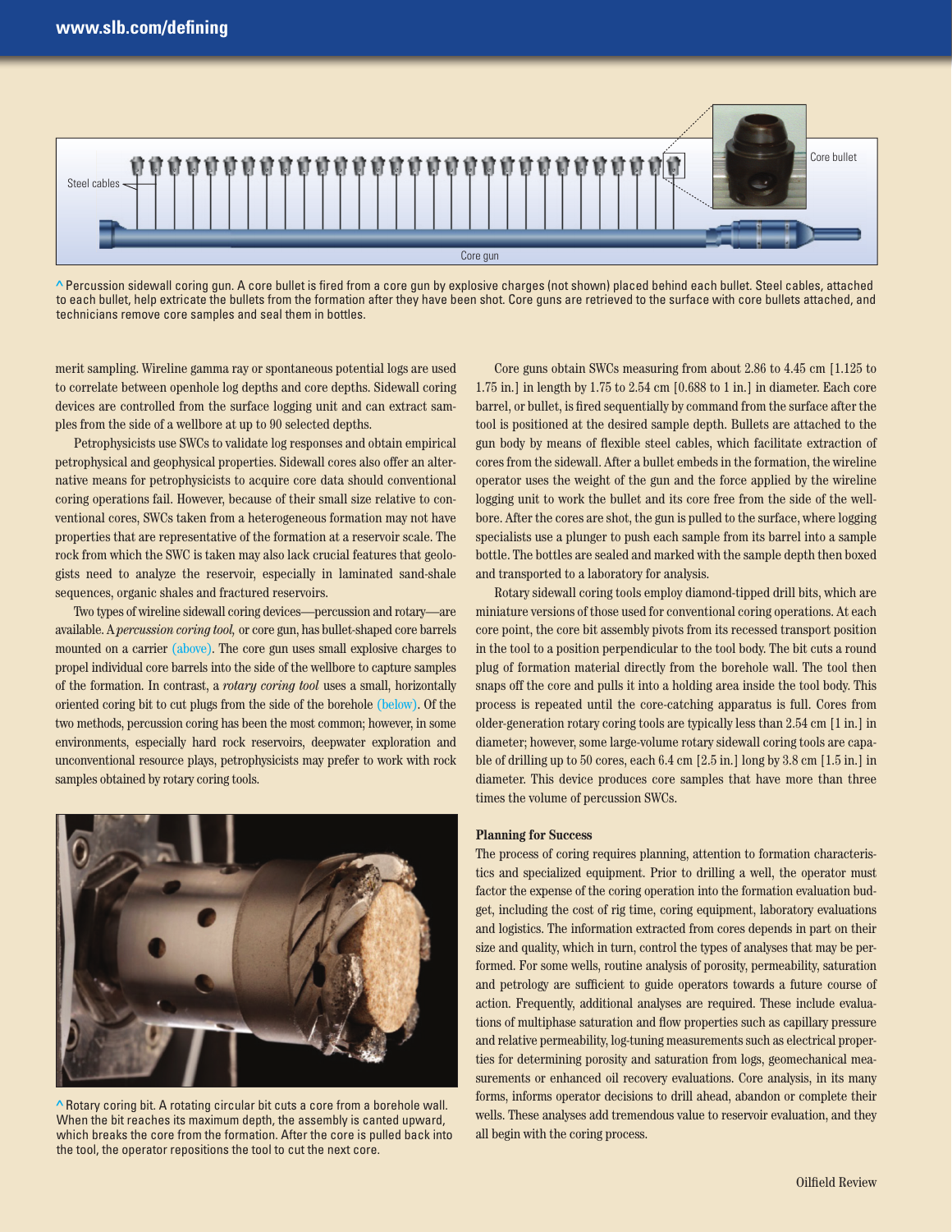Steel cables

Core bullet

Core gun

^ Percussion sidewall coring gun. A core bullet is fired from a core gun by explosive charges (not shown) placed behind each bullet. Steel cables, attached to each bullet, help extricate the bullets from the formation after they have been shot. Core guns are retrieved to the surface with core bullets attached, and technicians remove core samples and seal them in bottles.

merit sampling. Wireline gamma ray or spontaneous potential logs are used to correlate between openhole log depths and core depths. Sidewall coring devices are controlled from the surface logging unit and can extract samples from the side of a wellbore at up to 90 selected depths.

Petrophysicists use SWCs to validate log responses and obtain empirical petrophysical and geophysical properties. Sidewall cores also offer an alternative means for petrophysicists to acquire core data should conventional coring operations fail. However, because of their small size relative to conventional cores, SWCs taken from a heterogeneous formation may not have properties that are representative of the formation at a reservoir scale. The rock from which the SWC is taken may also lack crucial features that geologists need to analyze the reservoir, especially in laminated sand-shale sequences, organic shales and fractured reservoirs.

Two types of wireline sidewall coring devices—percussion and rotary—are available. A *percussion coring tool,* or core gun, has bullet-shaped core barrels mounted on a carrier (above). The core gun uses small explosive charges to propel individual core barrels into the side of the wellbore to capture samples of the formation. In contrast, a *rotary coring tool* uses a small, horizontally oriented coring bit to cut plugs from the side of the borehole (below). Of the two methods, percussion coring has been the most common; however, in some environments, especially hard rock reservoirs, deepwater exploration and unconventional resource plays, petrophysicists may prefer to work with rock samples obtained by rotary coring tools.

^ Rotary coring bit. A rotating circular bit cuts a core from a borehole wall. When the bit reaches its maximum depth, the assembly is canted upward, which breaks the core from the formation. After the core is pulled back into the tool, the operator repositions the tool to cut the next core.

Core guns obtain SWCs measuring from about 2.86 to 4.45 cm [1.125 to 1.75 in.] in length by 1.75 to 2.54 cm [0.688 to 1 in.] in diameter. Each core barrel, or bullet, is fired sequentially by command from the surface after the tool is positioned at the desired sample depth. Bullets are attached to the gun body by means of flexible steel cables, which facilitate extraction of cores from the sidewall. After a bullet embeds in the formation, the wireline operator uses the weight of the gun and the force applied by the wireline logging unit to work the bullet and its core free from the side of the wellbore. After the cores are shot, the gun is pulled to the surface, where logging specialists use a plunger to push each sample from its barrel into a sample bottle. The bottles are sealed and marked with the sample depth then boxed and transported to a laboratory for analysis.

Rotary sidewall coring tools employ diamond-tipped drill bits, which are miniature versions of those used for conventional coring operations. At each core point, the core bit assembly pivots from its recessed transport position in the tool to a position perpendicular to the tool body. The bit cuts a round plug of formation material directly from the borehole wall. The tool then snaps off the core and pulls it into a holding area inside the tool body. This process is repeated until the core-catching apparatus is full. Cores from older-generation rotary coring tools are typically less than 2.54 cm [1 in.] in diameter; however, some large-volume rotary sidewall coring tools are capable of drilling up to 50 cores, each 6.4 cm [2.5 in.] long by 3.8 cm [1.5 in.] in diameter. This device produces core samples that have more than three times the volume of percussion SWCs.

### Planning for Success

The process of coring requires planning, attention to formation characteristics and specialized equipment. Prior to drilling a well, the operator must factor the expense of the coring operation into the formation evaluation budget, including the cost of rig time, coring equipment, laboratory evaluations and logistics. The information extracted from cores depends in part on their size and quality, which in turn, control the types of analyses that may be performed. For some wells, routine analysis of porosity, permeability, saturation and petrology are sufficient to guide operators towards a future course of action. Frequently, additional analyses are required. These include evaluations of multiphase saturation and flow properties such as capillary pressure and relative permeability, log-tuning measurements such as electrical properties for determining porosity and saturation from logs, geomechanical measurements or enhanced oil recovery evaluations. Core analysis, in its many forms, informs operator decisions to drill ahead, abandon or complete their wells. These analyses add tremendous value to reservoir evaluation, and they all begin with the coring process.